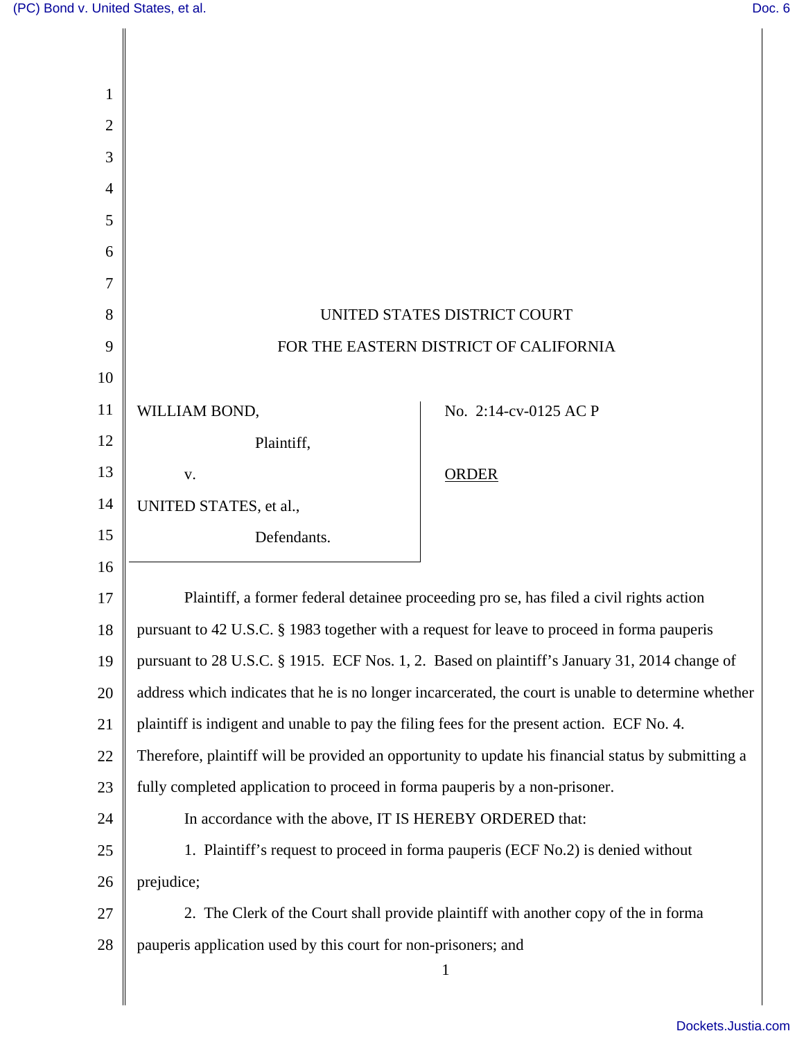UNITED STATES DISTRICT COURT

FOR THE EASTERN DISTRICT OF CALIFORNIA

| | |
|---|---|
| WILLIAM BOND, Plaintiff, v. UNITED STATES, et al., Defendants. | No. 2:14-cv-0125 AC P<br><br>ORDER |

Plaintiff, a former federal detainee proceeding pro se, has filed a civil rights action pursuant to 42 U.S.C. § 1983 together with a request for leave to proceed in forma pauperis pursuant to 28 U.S.C. § 1915. ECF Nos. 1, 2. Based on plaintiff's January 31, 2014 change of address which indicates that he is no longer incarcerated, the court is unable to determine whether plaintiff is indigent and unable to pay the filing fees for the present action. ECF No. 4. Therefore, plaintiff will be provided an opportunity to update his financial status by submitting a fully completed application to proceed in forma pauperis by a non-prisoner.

In accordance with the above, IT IS HEREBY ORDERED that:

1. Plaintiff's request to proceed in forma pauperis (ECF No.2) is denied without prejudice;

2. The Clerk of the Court shall provide plaintiff with another copy of the in forma pauperis application used by this court for non-prisoners; and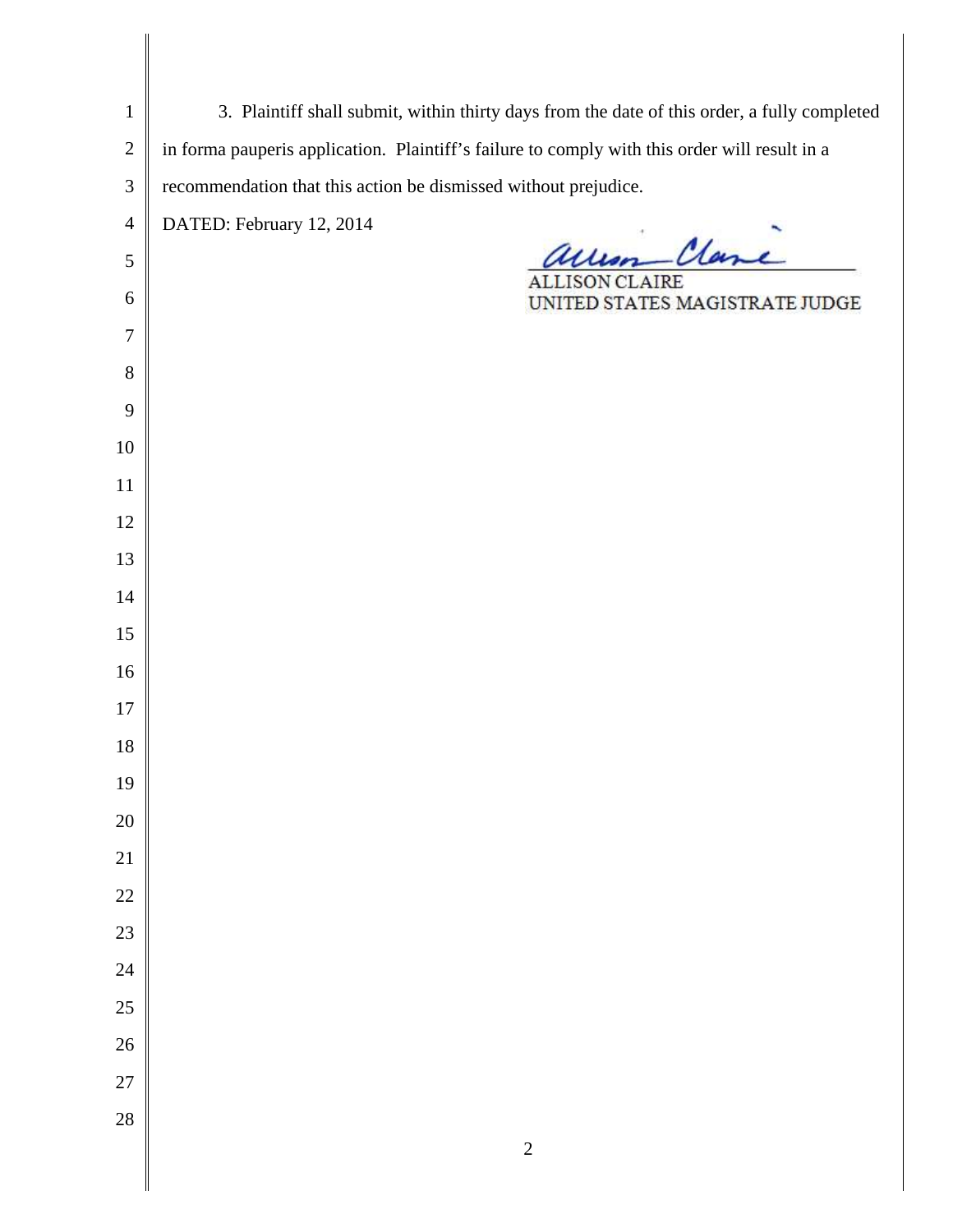3. Plaintiff shall submit, within thirty days from the date of this order, a fully completed in forma pauperis application. Plaintiff's failure to comply with this order will result in a recommendation that this action be dismissed without prejudice.

DATED: February 12, 2014

ALLISON CLAIRE
UNITED STATES MAGISTRATE JUDGE